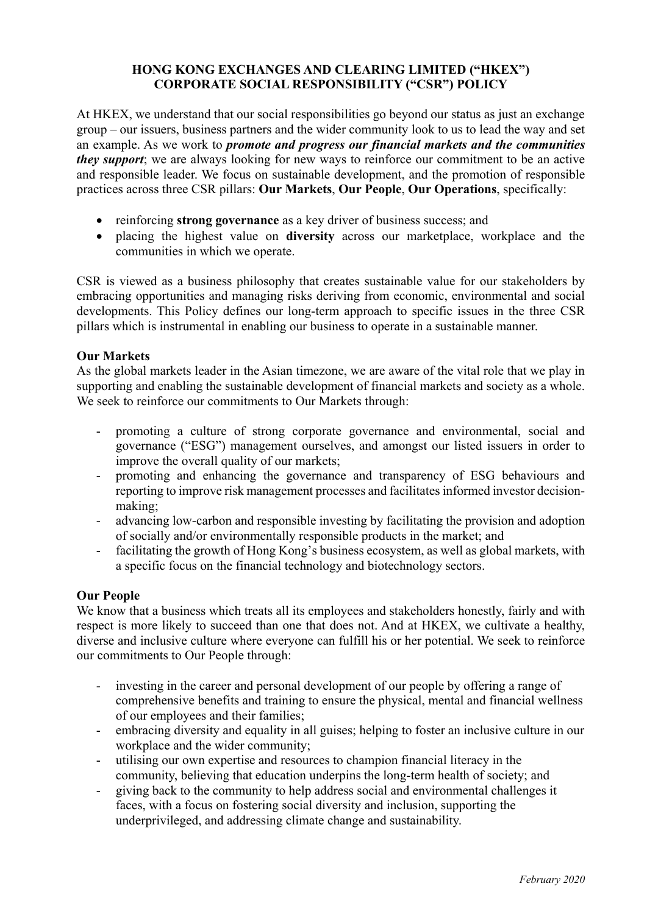# HONG KONG EXCHANGES AND CLEARING LIMITED ("HKEX")
# CORPORATE SOCIAL RESPONSIBILITY ("CSR") POLICY

At HKEX, we understand that our social responsibilities go beyond our status as just an exchange group – our issuers, business partners and the wider community look to us to lead the way and set an example. As we work to ***promote and progress our financial markets and the communities they support***; we are always looking for new ways to reinforce our commitment to be an active and responsible leader. We focus on sustainable development, and the promotion of responsible practices across three CSR pillars: **Our Markets**, **Our People**, **Our Operations**, specifically:

- reinforcing **strong governance** as a key driver of business success; and
- placing the highest value on **diversity** across our marketplace, workplace and the communities in which we operate.

CSR is viewed as a business philosophy that creates sustainable value for our stakeholders by embracing opportunities and managing risks deriving from economic, environmental and social developments. This Policy defines our long-term approach to specific issues in the three CSR pillars which is instrumental in enabling our business to operate in a sustainable manner.

## Our Markets

As the global markets leader in the Asian timezone, we are aware of the vital role that we play in supporting and enabling the sustainable development of financial markets and society as a whole. We seek to reinforce our commitments to Our Markets through:

- promoting a culture of strong corporate governance and environmental, social and governance ("ESG") management ourselves, and amongst our listed issuers in order to improve the overall quality of our markets;
- promoting and enhancing the governance and transparency of ESG behaviours and reporting to improve risk management processes and facilitates informed investor decision-making;
- advancing low-carbon and responsible investing by facilitating the provision and adoption of socially and/or environmentally responsible products in the market; and
- facilitating the growth of Hong Kong's business ecosystem, as well as global markets, with a specific focus on the financial technology and biotechnology sectors.

## Our People

We know that a business which treats all its employees and stakeholders honestly, fairly and with respect is more likely to succeed than one that does not. And at HKEX, we cultivate a healthy, diverse and inclusive culture where everyone can fulfill his or her potential. We seek to reinforce our commitments to Our People through:

- investing in the career and personal development of our people by offering a range of comprehensive benefits and training to ensure the physical, mental and financial wellness of our employees and their families;
- embracing diversity and equality in all guises; helping to foster an inclusive culture in our workplace and the wider community;
- utilising our own expertise and resources to champion financial literacy in the community, believing that education underpins the long-term health of society; and
- giving back to the community to help address social and environmental challenges it faces, with a focus on fostering social diversity and inclusion, supporting the underprivileged, and addressing climate change and sustainability.

*February 2020*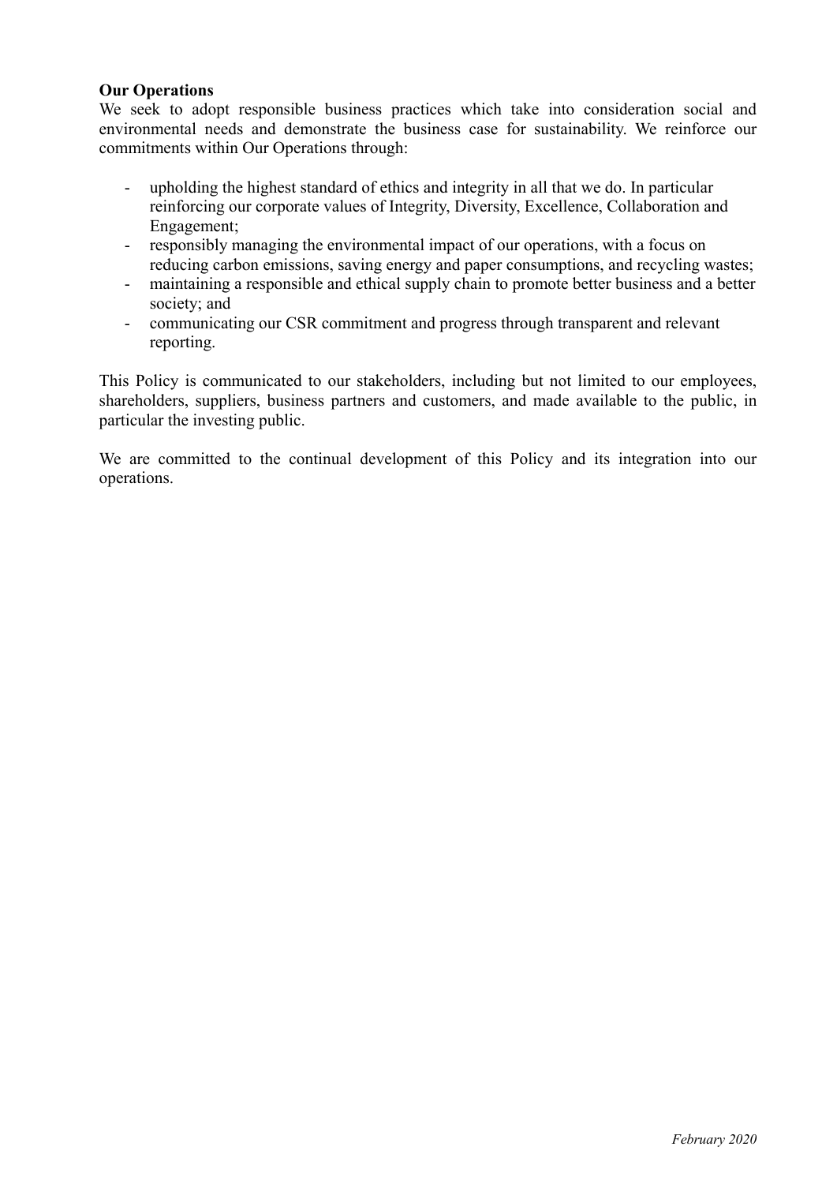**Our Operations**

We seek to adopt responsible business practices which take into consideration social and environmental needs and demonstrate the business case for sustainability. We reinforce our commitments within Our Operations through:

- upholding the highest standard of ethics and integrity in all that we do. In particular reinforcing our corporate values of Integrity, Diversity, Excellence, Collaboration and Engagement;
- responsibly managing the environmental impact of our operations, with a focus on reducing carbon emissions, saving energy and paper consumptions, and recycling wastes;
- maintaining a responsible and ethical supply chain to promote better business and a better society; and
- communicating our CSR commitment and progress through transparent and relevant reporting.

This Policy is communicated to our stakeholders, including but not limited to our employees, shareholders, suppliers, business partners and customers, and made available to the public, in particular the investing public.

We are committed to the continual development of this Policy and its integration into our operations.

*February 2020*